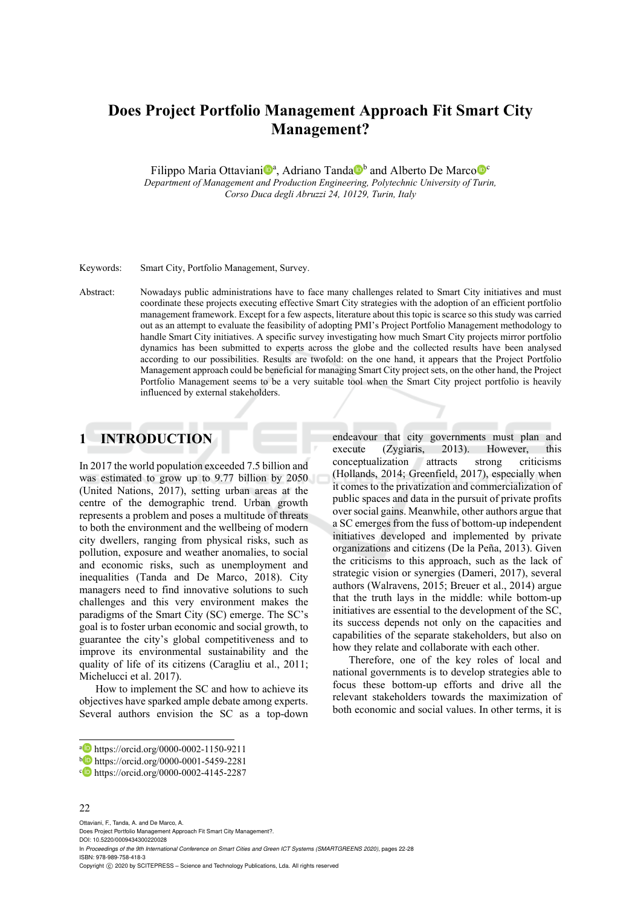# Does Project Portfolio Management Approach Fit Smart City Management?

Filippo Maria Ottaviani[a], Adriano Tanda[b] and Alberto De Marco[c]

*Department of Management and Production Engineering, Polytechnic University of Turin, Corso Duca degli Abruzzi 24, 10129, Turin, Italy*

Keywords: Smart City, Portfolio Management, Survey.

Abstract: Nowadays public administrations have to face many challenges related to Smart City initiatives and must coordinate these projects executing effective Smart City strategies with the adoption of an efficient portfolio management framework. Except for a few aspects, literature about this topic is scarce so this study was carried out as an attempt to evaluate the feasibility of adopting PMI's Project Portfolio Management methodology to handle Smart City initiatives. A specific survey investigating how much Smart City projects mirror portfolio dynamics has been submitted to experts across the globe and the collected results have been analysed according to our possibilities. Results are twofold: on the one hand, it appears that the Project Portfolio Management approach could be beneficial for managing Smart City project sets, on the other hand, the Project Portfolio Management seems to be a very suitable tool when the Smart City project portfolio is heavily influenced by external stakeholders.

## 1 INTRODUCTION

In 2017 the world population exceeded 7.5 billion and was estimated to grow up to 9.77 billion by 2050 (United Nations, 2017), setting urban areas at the centre of the demographic trend. Urban growth represents a problem and poses a multitude of threats to both the environment and the wellbeing of modern city dwellers, ranging from physical risks, such as pollution, exposure and weather anomalies, to social and economic risks, such as unemployment and inequalities (Tanda and De Marco, 2018). City managers need to find innovative solutions to such challenges and this very environment makes the paradigms of the Smart City (SC) emerge. The SC's goal is to foster urban economic and social growth, to guarantee the city's global competitiveness and to improve its environmental sustainability and the quality of life of its citizens (Caragliu et al., 2011; Michelucci et al. 2017).

How to implement the SC and how to achieve its objectives have sparked ample debate among experts. Several authors envision the SC as a top-down endeavour that city governments must plan and execute (Zygiaris, 2013). However, this conceptualization attracts strong criticisms (Hollands, 2014; Greenfield, 2017), especially when it comes to the privatization and commercialization of public spaces and data in the pursuit of private profits over social gains. Meanwhile, other authors argue that a SC emerges from the fuss of bottom-up independent initiatives developed and implemented by private organizations and citizens (De la Peña, 2013). Given the criticisms to this approach, such as the lack of strategic vision or synergies (Dameri, 2017), several authors (Walravens, 2015; Breuer et al., 2014) argue that the truth lays in the middle: while bottom-up initiatives are essential to the development of the SC, its success depends not only on the capacities and capabilities of the separate stakeholders, but also on how they relate and collaborate with each other.

Therefore, one of the key roles of local and national governments is to develop strategies able to focus these bottom-up efforts and drive all the relevant stakeholders towards the maximization of both economic and social values. In other terms, it is

---

[a] https://orcid.org/0000-0002-1150-9211
[b] https://orcid.org/0000-0001-5459-2281
[c] https://orcid.org/0000-0002-4145-2287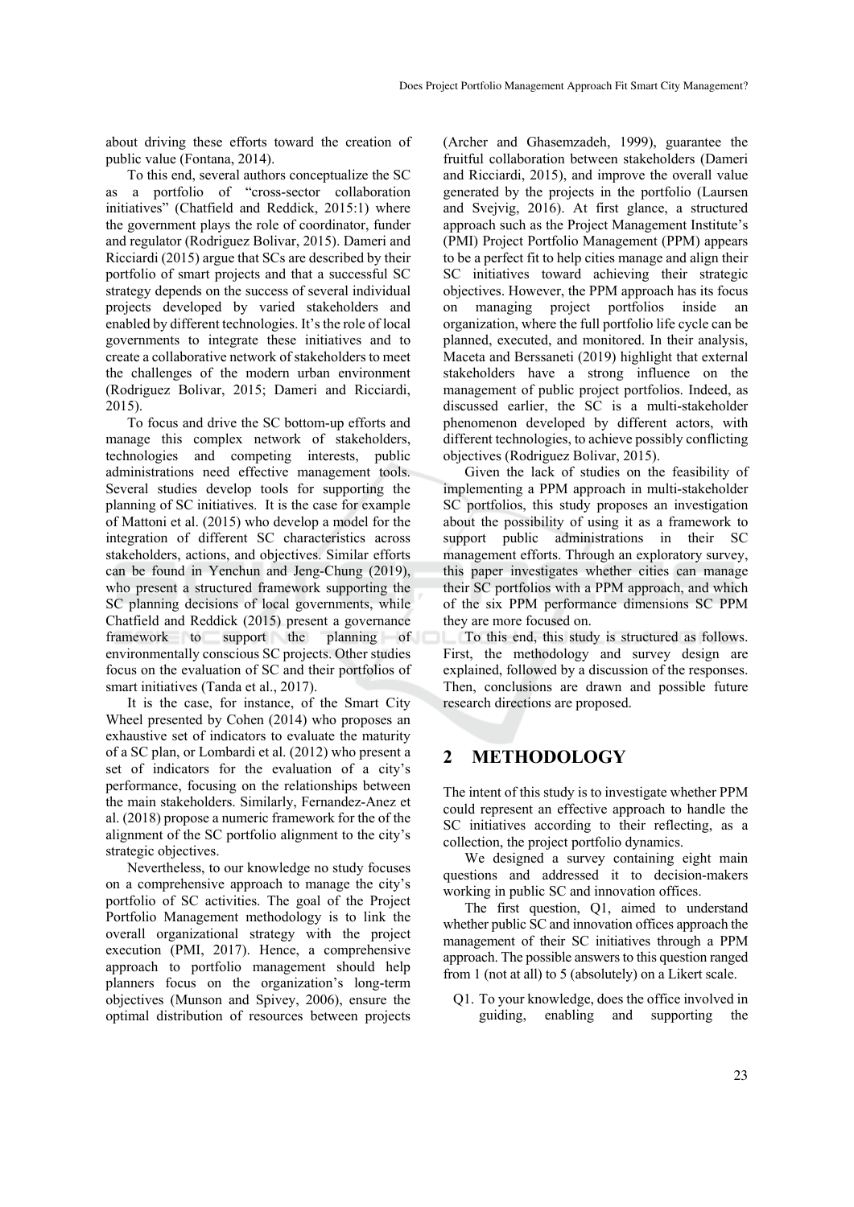about driving these efforts toward the creation of public value (Fontana, 2014).

To this end, several authors conceptualize the SC as a portfolio of "cross-sector collaboration initiatives" (Chatfield and Reddick, 2015:1) where the government plays the role of coordinator, funder and regulator (Rodriguez Bolivar, 2015). Dameri and Ricciardi (2015) argue that SCs are described by their portfolio of smart projects and that a successful SC strategy depends on the success of several individual projects developed by varied stakeholders and enabled by different technologies. It's the role of local governments to integrate these initiatives and to create a collaborative network of stakeholders to meet the challenges of the modern urban environment (Rodriguez Bolivar, 2015; Dameri and Ricciardi, 2015).

To focus and drive the SC bottom-up efforts and manage this complex network of stakeholders, technologies and competing interests, public administrations need effective management tools. Several studies develop tools for supporting the planning of SC initiatives. It is the case for example of Mattoni et al. (2015) who develop a model for the integration of different SC characteristics across stakeholders, actions, and objectives. Similar efforts can be found in Yenchun and Jeng-Chung (2019), who present a structured framework supporting the SC planning decisions of local governments, while Chatfield and Reddick (2015) present a governance framework to support the planning of environmentally conscious SC projects. Other studies focus on the evaluation of SC and their portfolios of smart initiatives (Tanda et al., 2017).

It is the case, for instance, of the Smart City Wheel presented by Cohen (2014) who proposes an exhaustive set of indicators to evaluate the maturity of a SC plan, or Lombardi et al. (2012) who present a set of indicators for the evaluation of a city's performance, focusing on the relationships between the main stakeholders. Similarly, Fernandez-Anez et al. (2018) propose a numeric framework for the of the alignment of the SC portfolio alignment to the city's strategic objectives.

Nevertheless, to our knowledge no study focuses on a comprehensive approach to manage the city's portfolio of SC activities. The goal of the Project Portfolio Management methodology is to link the overall organizational strategy with the project execution (PMI, 2017). Hence, a comprehensive approach to portfolio management should help planners focus on the organization's long-term objectives (Munson and Spivey, 2006), ensure the optimal distribution of resources between projects (Archer and Ghasemzadeh, 1999), guarantee the fruitful collaboration between stakeholders (Dameri and Ricciardi, 2015), and improve the overall value generated by the projects in the portfolio (Laursen and Svejvig, 2016). At first glance, a structured approach such as the Project Management Institute's (PMI) Project Portfolio Management (PPM) appears to be a perfect fit to help cities manage and align their SC initiatives toward achieving their strategic objectives. However, the PPM approach has its focus on managing project portfolios inside an organization, where the full portfolio life cycle can be planned, executed, and monitored. In their analysis, Maceta and Berssaneti (2019) highlight that external stakeholders have a strong influence on the management of public project portfolios. Indeed, as discussed earlier, the SC is a multi-stakeholder phenomenon developed by different actors, with different technologies, to achieve possibly conflicting objectives (Rodriguez Bolivar, 2015).

Given the lack of studies on the feasibility of implementing a PPM approach in multi-stakeholder SC portfolios, this study proposes an investigation about the possibility of using it as a framework to support public administrations in their SC management efforts. Through an exploratory survey, this paper investigates whether cities can manage their SC portfolios with a PPM approach, and which of the six PPM performance dimensions SC PPM they are more focused on.

To this end, this study is structured as follows. First, the methodology and survey design are explained, followed by a discussion of the responses. Then, conclusions are drawn and possible future research directions are proposed.

## 2 METHODOLOGY

The intent of this study is to investigate whether PPM could represent an effective approach to handle the SC initiatives according to their reflecting, as a collection, the project portfolio dynamics.

We designed a survey containing eight main questions and addressed it to decision-makers working in public SC and innovation offices.

The first question, Q1, aimed to understand whether public SC and innovation offices approach the management of their SC initiatives through a PPM approach. The possible answers to this question ranged from 1 (not at all) to 5 (absolutely) on a Likert scale.

Q1. To your knowledge, does the office involved in guiding, enabling and supporting the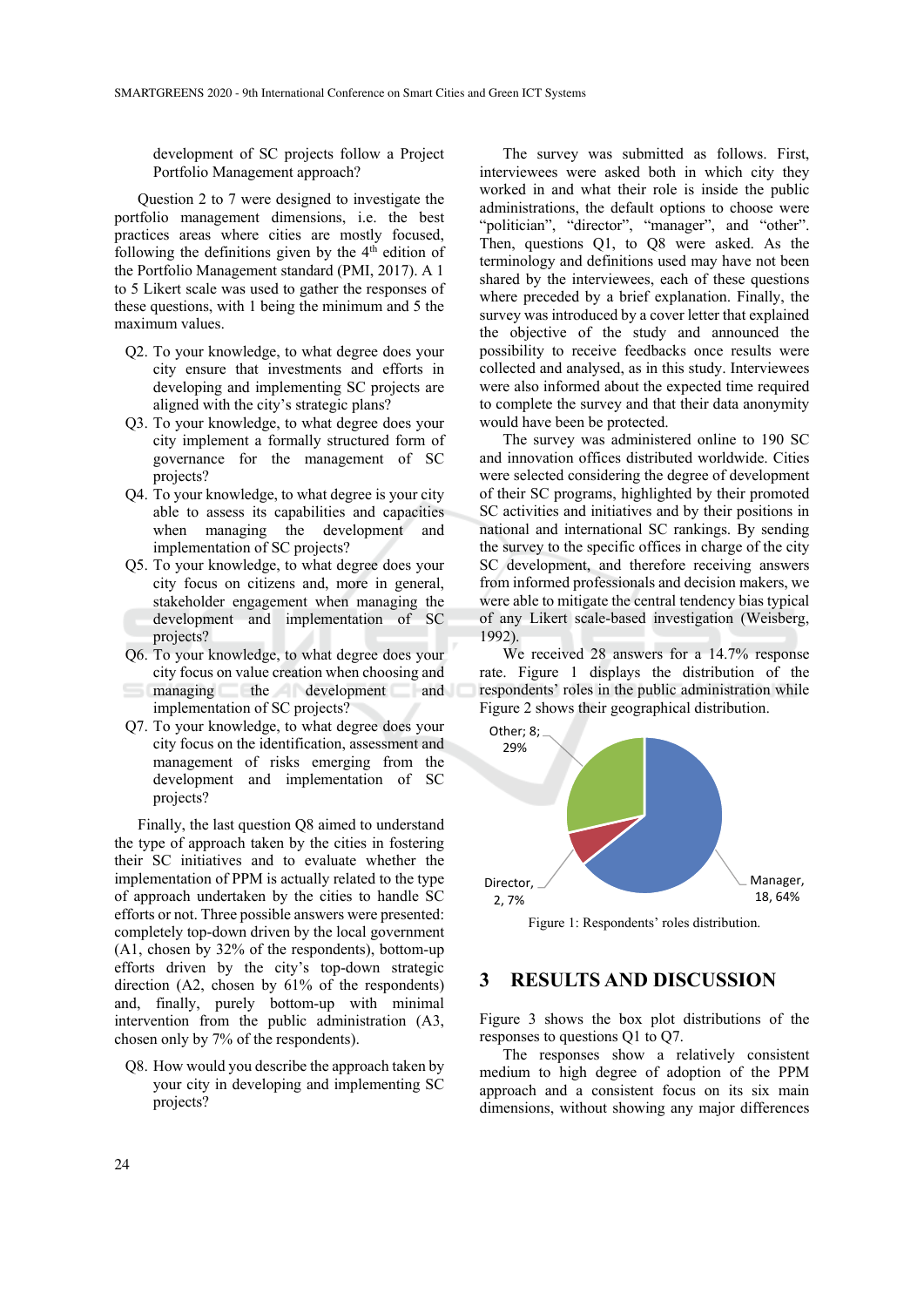development of SC projects follow a Project Portfolio Management approach?

Question 2 to 7 were designed to investigate the portfolio management dimensions, i.e. the best practices areas where cities are mostly focused, following the definitions given by the 4th edition of the Portfolio Management standard (PMI, 2017). A 1 to 5 Likert scale was used to gather the responses of these questions, with 1 being the minimum and 5 the maximum values.

Q2. To your knowledge, to what degree does your city ensure that investments and efforts in developing and implementing SC projects are aligned with the city's strategic plans?

Q3. To your knowledge, to what degree does your city implement a formally structured form of governance for the management of SC projects?

Q4. To your knowledge, to what degree is your city able to assess its capabilities and capacities when managing the development and implementation of SC projects?

Q5. To your knowledge, to what degree does your city focus on citizens and, more in general, stakeholder engagement when managing the development and implementation of SC projects?

Q6. To your knowledge, to what degree does your city focus on value creation when choosing and managing the development and implementation of SC projects?

Q7. To your knowledge, to what degree does your city focus on the identification, assessment and management of risks emerging from the development and implementation of SC projects?

Finally, the last question Q8 aimed to understand the type of approach taken by the cities in fostering their SC initiatives and to evaluate whether the implementation of PPM is actually related to the type of approach undertaken by the cities to handle SC efforts or not. Three possible answers were presented: completely top-down driven by the local government (A1, chosen by 32% of the respondents), bottom-up efforts driven by the city's top-down strategic direction (A2, chosen by 61% of the respondents) and, finally, purely bottom-up with minimal intervention from the public administration (A3, chosen only by 7% of the respondents).

Q8. How would you describe the approach taken by your city in developing and implementing SC projects?

The survey was submitted as follows. First, interviewees were asked both in which city they worked in and what their role is inside the public administrations, the default options to choose were "politician", "director", "manager", and "other". Then, questions Q1, to Q8 were asked. As the terminology and definitions used may have not been shared by the interviewees, each of these questions where preceded by a brief explanation. Finally, the survey was introduced by a cover letter that explained the objective of the study and announced the possibility to receive feedbacks once results were collected and analysed, as in this study. Interviewees were also informed about the expected time required to complete the survey and that their data anonymity would have been be protected.

The survey was administered online to 190 SC and innovation offices distributed worldwide. Cities were selected considering the degree of development of their SC programs, highlighted by their promoted SC activities and initiatives and by their positions in national and international SC rankings. By sending the survey to the specific offices in charge of the city SC development, and therefore receiving answers from informed professionals and decision makers, we were able to mitigate the central tendency bias typical of any Likert scale-based investigation (Weisberg, 1992).

We received 28 answers for a 14.7% response rate. Figure 1 displays the distribution of the respondents' roles in the public administration while Figure 2 shows their geographical distribution.

Other; 8; 29%

Director, 2, 7%

Manager, 18, 64%

Figure 1: Respondents' roles distribution.

## 3 RESULTS AND DISCUSSION

Figure 3 shows the box plot distributions of the responses to questions Q1 to Q7.

The responses show a relatively consistent medium to high degree of adoption of the PPM approach and a consistent focus on its six main dimensions, without showing any major differences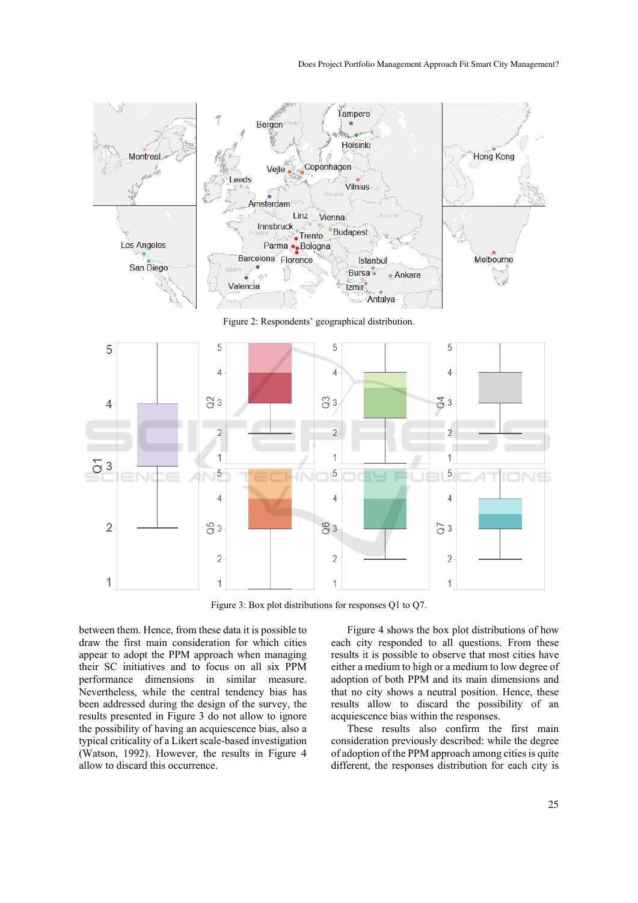Figure 2: Respondents' geographical distribution.

Figure 3: Box plot distributions for responses Q1 to Q7.

between them. Hence, from these data it is possible to draw the first main consideration for which cities appear to adopt the PPM approach when managing their SC initiatives and to focus on all six PPM performance dimensions in similar measure. Nevertheless, while the central tendency bias has been addressed during the design of the survey, the results presented in Figure 3 do not allow to ignore the possibility of having an acquiescence bias, also a typical criticality of a Likert scale-based investigation (Watson, 1992). However, the results in Figure 4 allow to discard this occurrence.

Figure 4 shows the box plot distributions of how each city responded to all questions. From these results it is possible to observe that most cities have either a medium to high or a medium to low degree of adoption of both PPM and its main dimensions and that no city shows a neutral position. Hence, these results allow to discard the possibility of an acquiescence bias within the responses.

These results also confirm the first main consideration previously described: while the degree of adoption of the PPM approach among cities is quite different, the responses distribution for each city is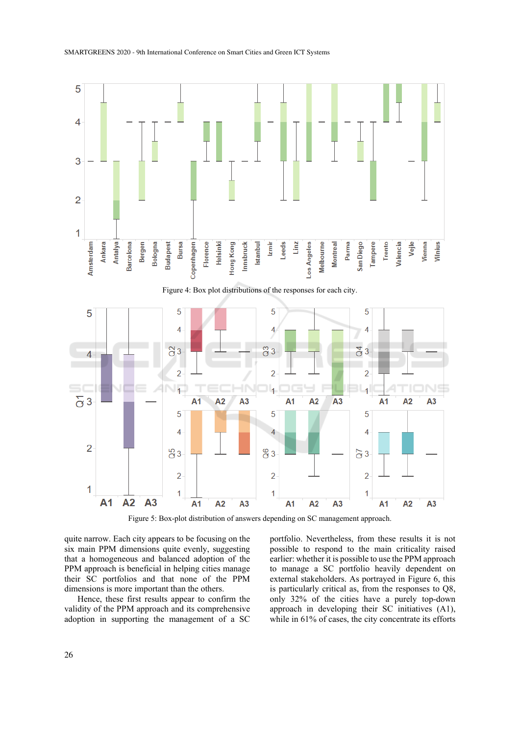Figure 4: Box plot distributions of the responses for each city.

Figure 5: Box-plot distribution of answers depending on SC management approach.

quite narrow. Each city appears to be focusing on the six main PPM dimensions quite evenly, suggesting that a homogeneous and balanced adoption of the PPM approach is beneficial in helping cities manage their SC portfolios and that none of the PPM dimensions is more important than the others.

Hence, these first results appear to confirm the validity of the PPM approach and its comprehensive adoption in supporting the management of a SC portfolio. Nevertheless, from these results it is not possible to respond to the main criticality raised earlier: whether it is possible to use the PPM approach to manage a SC portfolio heavily dependent on external stakeholders. As portrayed in Figure 6, this is particularly critical as, from the responses to Q8, only 32% of the cities have a purely top-down approach in developing their SC initiatives (A1), while in 61% of cases, the city concentrate its efforts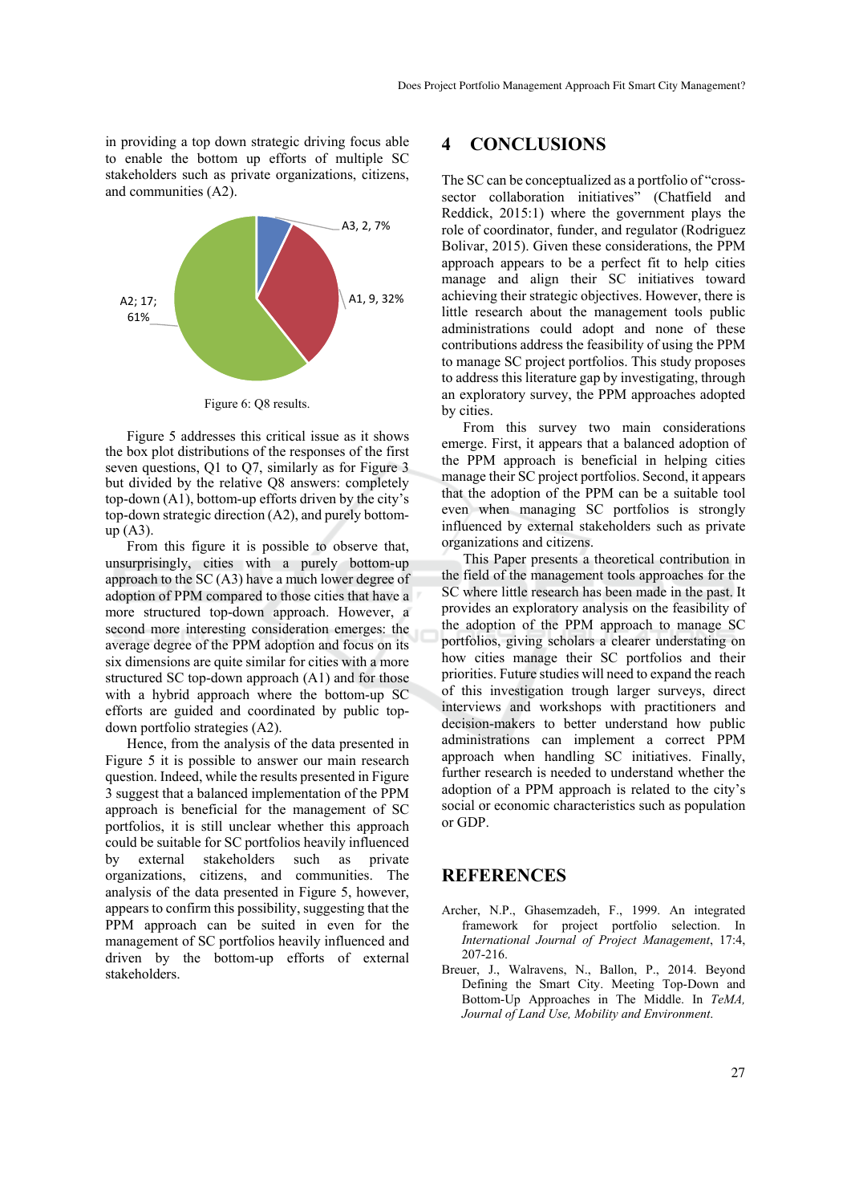in providing a top down strategic driving focus able to enable the bottom up efforts of multiple SC stakeholders such as private organizations, citizens, and communities (A2).

Figure 6: Q8 results.

Figure 5 addresses this critical issue as it shows the box plot distributions of the responses of the first seven questions, Q1 to Q7, similarly as for Figure 3 but divided by the relative Q8 answers: completely top-down (A1), bottom-up efforts driven by the city's top-down strategic direction (A2), and purely bottom-up (A3).

From this figure it is possible to observe that, unsurprisingly, cities with a purely bottom-up approach to the SC (A3) have a much lower degree of adoption of PPM compared to those cities that have a more structured top-down approach. However, a second more interesting consideration emerges: the average degree of the PPM adoption and focus on its six dimensions are quite similar for cities with a more structured SC top-down approach (A1) and for those with a hybrid approach where the bottom-up SC efforts are guided and coordinated by public top-down portfolio strategies (A2).

Hence, from the analysis of the data presented in Figure 5 it is possible to answer our main research question. Indeed, while the results presented in Figure 3 suggest that a balanced implementation of the PPM approach is beneficial for the management of SC portfolios, it is still unclear whether this approach could be suitable for SC portfolios heavily influenced by external stakeholders such as private organizations, citizens, and communities. The analysis of the data presented in Figure 5, however, appears to confirm this possibility, suggesting that the PPM approach can be suited for in even for the management of SC portfolios heavily influenced and driven by the bottom-up efforts of external stakeholders.

# 4 CONCLUSIONS

The SC can be conceptualized as a portfolio of "cross-sector collaboration initiatives" (Chatfield and Reddick, 2015:1) where the government plays the role of coordinator, funder, and regulator (Rodriguez Bolivar, 2015). Given these considerations, the PPM approach appears to be a perfect fit to help cities manage and align their SC initiatives toward achieving their strategic objectives. However, there is little research about the management tools public administrations could adopt and none of these contributions address the feasibility of using the PPM to manage SC project portfolios. This study proposes to address this literature gap by investigating, through an exploratory survey, the PPM approaches adopted by cities.

From this survey two main considerations emerge. First, it appears that a balanced adoption of the PPM approach is beneficial in helping cities manage their SC project portfolios. Second, it appears that the adoption of the PPM can be a suitable tool even when managing SC portfolios is strongly influenced by external stakeholders such as private organizations and citizens.

This Paper presents a theoretical contribution in the field of the management tools approaches for the SC where little research has been made in the past. It provides an exploratory analysis on the feasibility of the adoption of the PPM approach to manage SC portfolios, giving scholars a clearer understating on how cities manage their SC portfolios and their priorities. Future studies will need to expand the reach of this investigation trough larger surveys, direct interviews and workshops with practitioners and decision-makers to better understand how public administrations can implement a correct PPM approach when handling SC initiatives. Finally, further research is needed to understand whether the adoption of a PPM approach is related to the city's social or economic characteristics such as population or GDP.

# REFERENCES

Archer, N.P., Ghasemzadeh, F., 1999. An integrated framework for project portfolio selection. In *International Journal of Project Management*, 17:4, 207-216.

Breuer, J., Walravens, N., Ballon, P., 2014. Beyond Defining the Smart City. Meeting Top-Down and Bottom-Up Approaches in The Middle. In *TeMA, Journal of Land Use, Mobility and Environment.*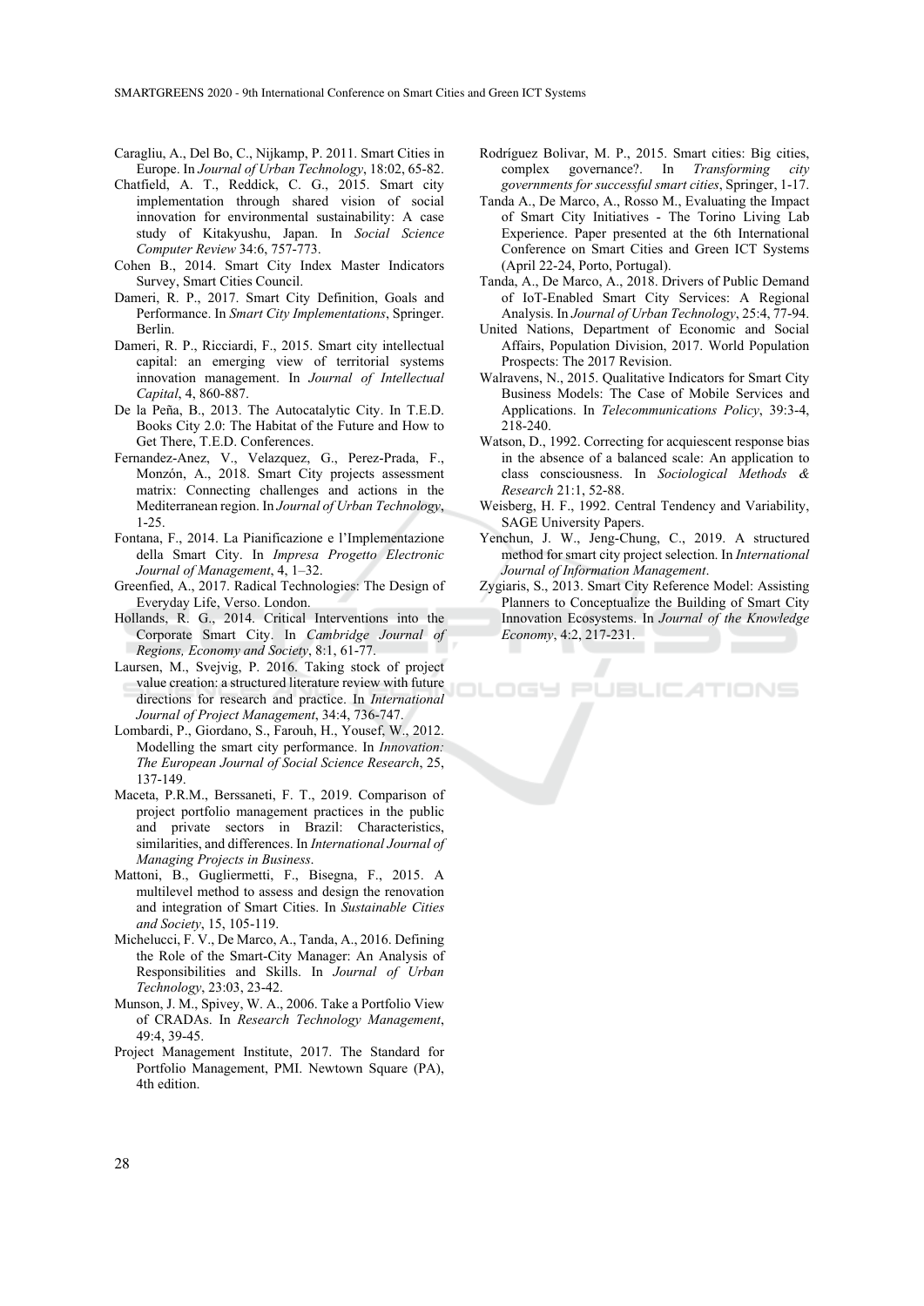Caragliu, A., Del Bo, C., Nijkamp, P. 2011. Smart Cities in Europe. In *Journal of Urban Technology*, 18:02, 65-82.

Chatfield, A. T., Reddick, C. G., 2015. Smart city implementation through shared vision of social innovation for environmental sustainability: A case study of Kitakyushu, Japan. In *Social Science Computer Review* 34:6, 757-773.

Cohen B., 2014. Smart City Index Master Indicators Survey, Smart Cities Council.

Dameri, R. P., 2017. Smart City Definition, Goals and Performance. In *Smart City Implementations*, Springer. Berlin.

Dameri, R. P., Ricciardi, F., 2015. Smart city intellectual capital: an emerging view of territorial systems innovation management. In *Journal of Intellectual Capital*, 4, 860-887.

De la Peña, B., 2013. The Autocatalytic City. In T.E.D. Books City 2.0: The Habitat of the Future and How to Get There, T.E.D. Conferences.

Fernandez-Anez, V., Velazquez, G., Perez-Prada, F., Monzón, A., 2018. Smart City projects assessment matrix: Connecting challenges and actions in the Mediterranean region. In *Journal of Urban Technology*, 1-25.

Fontana, F., 2014. La Pianificazione e l'Implementazione della Smart City. In *Impresa Progetto Electronic Journal of Management*, 4, 1–32.

Greenfied, A., 2017. Radical Technologies: The Design of Everyday Life, Verso. London.

Hollands, R. G., 2014. Critical Interventions into the Corporate Smart City. In *Cambridge Journal of Regions, Economy and Society*, 8:1, 61-77.

Laursen, M., Svejvig, P. 2016. Taking stock of project value creation: a structured literature review with future directions for research and practice. In *International Journal of Project Management*, 34:4, 736-747.

Lombardi, P., Giordano, S., Farouh, H., Yousef, W., 2012. Modelling the smart city performance. In *Innovation: The European Journal of Social Science Research*, 25, 137-149.

Maceta, P.R.M., Berssaneti, F. T., 2019. Comparison of project portfolio management practices in the public and private sectors in Brazil: Characteristics, similarities, and differences. In *International Journal of Managing Projects in Business*.

Mattoni, B., Gugliermetti, F., Bisegna, F., 2015. A multilevel method to assess and design the renovation and integration of Smart Cities. In *Sustainable Cities and Society*, 15, 105-119.

Michelucci, F. V., De Marco, A., Tanda, A., 2016. Defining the Role of the Smart-City Manager: An Analysis of Responsibilities and Skills. In *Journal of Urban Technology*, 23:03, 23-42.

Munson, J. M., Spivey, W. A., 2006. Take a Portfolio View of CRADAs. In *Research Technology Management*, 49:4, 39-45.

Project Management Institute, 2017. The Standard for Portfolio Management, PMI. Newtown Square (PA), 4th edition.

Rodríguez Bolivar, M. P., 2015. Smart cities: Big cities, complex governance?. In *Transforming city governments for successful smart cities*, Springer, 1-17.

Tanda A., De Marco, A., Rosso M., Evaluating the Impact of Smart City Initiatives - The Torino Living Lab Experience. Paper presented at the 6th International Conference on Smart Cities and Green ICT Systems (April 22-24, Porto, Portugal).

Tanda, A., De Marco, A., 2018. Drivers of Public Demand of IoT-Enabled Smart City Services: A Regional Analysis. In *Journal of Urban Technology*, 25:4, 77-94.

United Nations, Department of Economic and Social Affairs, Population Division, 2017. World Population Prospects: The 2017 Revision.

Walravens, N., 2015. Qualitative Indicators for Smart City Business Models: The Case of Mobile Services and Applications. In *Telecommunications Policy*, 39:3-4, 218-240.

Watson, D., 1992. Correcting for acquiescent response bias in the absence of a balanced scale: An application to class consciousness. In *Sociological Methods & Research* 21:1, 52-88.

Weisberg, H. F., 1992. Central Tendency and Variability, SAGE University Papers.

Yenchun, J. W., Jeng-Chung, C., 2019. A structured method for smart city project selection. In *International Journal of Information Management*.

Zygiaris, S., 2013. Smart City Reference Model: Assisting Planners to Conceptualize the Building of Smart City Innovation Ecosystems. In *Journal of the Knowledge Economy*, 4:2, 217-231.